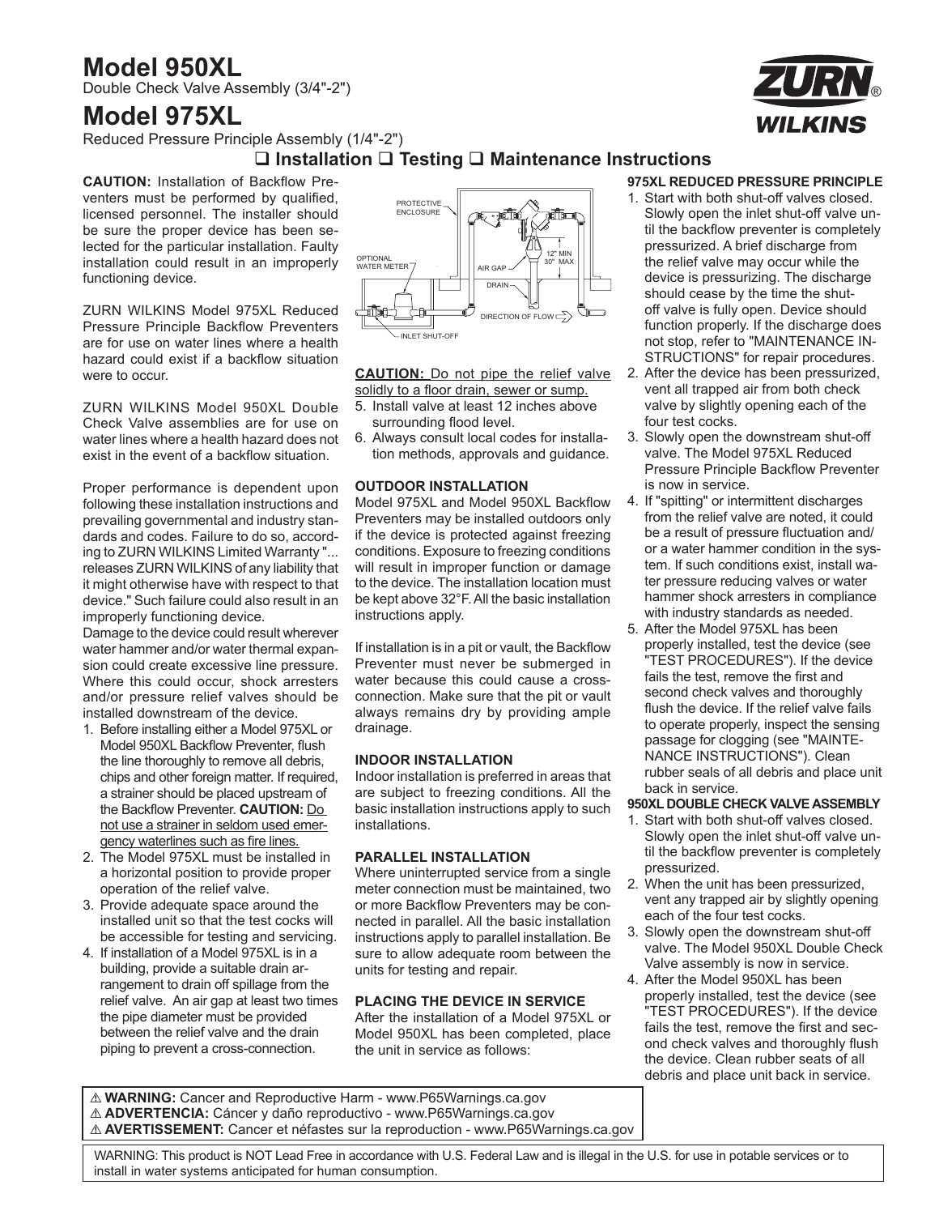# Model 950XL

Double Check Valve Assembly (3/4"-2")

# Model 975XL

Reduced Pressure Principle Assembly (1/4"-2")

## ❑ Installation ❑ Testing ❑ Maintenance Instructions

**CAUTION:** Installation of Backflow Preventers must be performed by qualified, licensed personnel. The installer should be sure the proper device has been selected for the particular installation. Faulty installation could result in an improperly functioning device.

ZURN WILKINS Model 975XL Reduced Pressure Principle Backflow Preventers are for use on water lines where a health hazard could exist if a backflow situation were to occur.

ZURN WILKINS Model 950XL Double Check Valve assemblies are for use on water lines where a health hazard does not exist in the event of a backflow situation.

Proper performance is dependent upon following these installation instructions and prevailing governmental and industry standards and codes. Failure to do so, according to ZURN WILKINS Limited Warranty "... releases ZURN WILKINS of any liability that it might otherwise have with respect to that device." Such failure could also result in an improperly functioning device.

Damage to the device could result wherever water hammer and/or water thermal expansion could create excessive line pressure. Where this could occur, shock arresters and/or pressure relief valves should be installed downstream of the device.

1. Before installing either a Model 975XL or Model 950XL Backflow Preventer, flush the line thoroughly to remove all debris, chips and other foreign matter. If required, a strainer should be placed upstream of the Backflow Preventer. **CAUTION:** <u>Do not use a strainer in seldom used emergency waterlines such as fire lines.</u>
2. The Model 975XL must be installed in a horizontal position to provide proper operation of the relief valve.
3. Provide adequate space around the installed unit so that the test cocks will be accessible for testing and servicing.
4. If installation of a Model 975XL is in a building, provide a suitable drain arrangement to drain off spillage from the relief valve. An air gap at least two times the pipe diameter must be provided between the relief valve and the drain piping to prevent a cross-connection.

PROTECTIVE ENCLOSURE — OPTIONAL WATER METER — AIR GAP — 12" MIN 30" MAX — DRAIN — DIRECTION OF FLOW — INLET SHUT-OFF

<u>**CAUTION:** Do not pipe the relief valve solidly to a floor drain, sewer or sump.</u>

5. Install valve at least 12 inches above surrounding flood level.
6. Always consult local codes for installation methods, approvals and guidance.

### OUTDOOR INSTALLATION

Model 975XL and Model 950XL Backflow Preventers may be installed outdoors only if the device is protected against freezing conditions. Exposure to freezing conditions will result in improper function or damage to the device. The installation location must be kept above 32°F. All the basic installation instructions apply.

If installation is in a pit or vault, the Backflow Preventer must never be submerged in water because this could cause a cross-connection. Make sure that the pit or vault always remains dry by providing ample drainage.

### INDOOR INSTALLATION

Indoor installation is preferred in areas that are subject to freezing conditions. All the basic installation instructions apply to such installations.

### PARALLEL INSTALLATION

Where uninterrupted service from a single meter connection must be maintained, two or more Backflow Preventers may be connected in parallel. All the basic installation instructions apply to parallel installation. Be sure to allow adequate room between the units for testing and repair.

### PLACING THE DEVICE IN SERVICE

After the installation of a Model 975XL or Model 950XL has been completed, place the unit in service as follows:

### 975XL REDUCED PRESSURE PRINCIPLE

1. Start with both shut-off valves closed. Slowly open the inlet shut-off valve until the backflow preventer is completely pressurized. A brief discharge from the relief valve may occur while the device is pressurizing. The discharge should cease by the time the shut-off valve is fully open. Device should function properly. If the discharge does not stop, refer to "MAINTENANCE INSTRUCTIONS" for repair procedures.
2. After the device has been pressurized, vent all trapped air from both check valve by slightly opening each of the four test cocks.
3. Slowly open the downstream shut-off valve. The Model 975XL Reduced Pressure Principle Backflow Preventer is now in service.
4. If "spitting" or intermittent discharges from the relief valve are noted, it could be a result of pressure fluctuation and/or a water hammer condition in the system. If such conditions exist, install water pressure reducing valves or water hammer shock arresters in compliance with industry standards as needed.
5. After the Model 975XL has been properly installed, test the device (see "TEST PROCEDURES"). If the device fails the test, remove the first and second check valves and thoroughly flush the device. If the relief valve fails to operate properly, inspect the sensing passage for clogging (see "MAINTENANCE INSTRUCTIONS"). Clean rubber seals of all debris and place unit back in service.

### 950XL DOUBLE CHECK VALVE ASSEMBLY

1. Start with both shut-off valves closed. Slowly open the inlet shut-off valve until the backflow preventer is completely pressurized.
2. When the unit has been pressurized, vent any trapped air by slightly opening each of the four test cocks.
3. Slowly open the downstream shut-off valve. The Model 950XL Double Check Valve assembly is now in service.
4. After the Model 950XL has been properly installed, test the device (see "TEST PROCEDURES"). If the device fails the test, remove the first and second check valves and thoroughly flush the device. Clean rubber seats of all debris and place unit back in service.

⚠ **WARNING:** Cancer and Reproductive Harm - www.P65Warnings.ca.gov
⚠ **ADVERTENCIA:** Cáncer y daño reproductivo - www.P65Warnings.ca.gov
⚠ **AVERTISSEMENT:** Cancer et néfastes sur la reproduction - www.P65Warnings.ca.gov

WARNING: This product is NOT Lead Free in accordance with U.S. Federal Law and is illegal in the U.S. for use in potable services or to install in water systems anticipated for human consumption.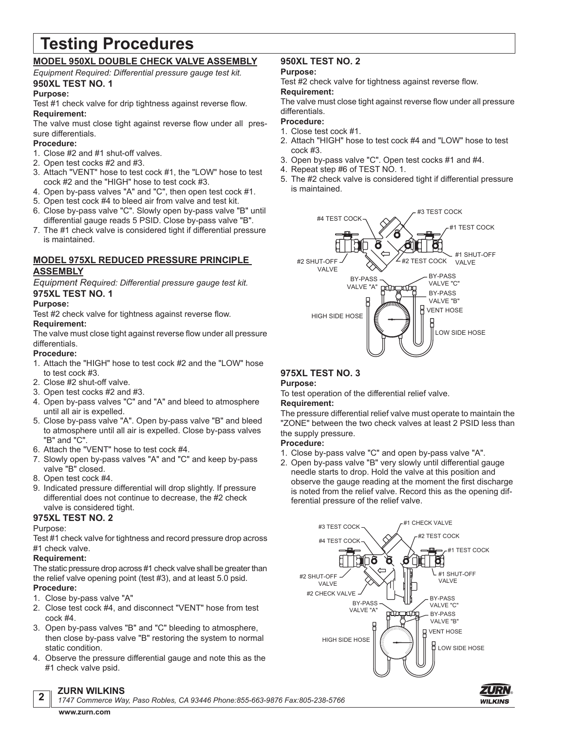# Testing Procedures

## MODEL 950XL DOUBLE CHECK VALVE ASSEMBLY

*Equipment Required: Differential pressure gauge test kit.*

### 950XL TEST NO. 1

**Purpose:**

Test #1 check valve for drip tightness against reverse flow.

**Requirement:**

The valve must close tight against reverse flow under all pressure differentials.

**Procedure:**

1. Close #2 and #1 shut-off valves.
2. Open test cocks #2 and #3.
3. Attach "VENT" hose to test cock #1, the "LOW" hose to test cock #2 and the "HIGH" hose to test cock #3.
4. Open by-pass valves "A" and "C", then open test cock #1.
5. Open test cock #4 to bleed air from valve and test kit.
6. Close by-pass valve "C". Slowly open by-pass valve "B" until differential gauge reads 5 PSID. Close by-pass valve "B".
7. The #1 check valve is considered tight if differential pressure is maintained.

## MODEL 975XL REDUCED PRESSURE PRINCIPLE ASSEMBLY

*Equipment Required: Differential pressure gauge test kit.*

### 975XL TEST NO. 1

**Purpose:**

Test #2 check valve for tightness against reverse flow.

**Requirement:**

The valve must close tight against reverse flow under all pressure differentials.

**Procedure:**

1. Attach the "HIGH" hose to test cock #2 and the "LOW" hose to test cock #3.
2. Close #2 shut-off valve.
3. Open test cocks #2 and #3.
4. Open by-pass valves "C" and "A" and bleed to atmosphere until all air is expelled.
5. Close by-pass valve "A". Open by-pass valve "B" and bleed to atmosphere until all air is expelled. Close by-pass valves "B" and "C".
6. Attach the "VENT" hose to test cock #4.
7. Slowly open by-pass valves "A" and "C" and keep by-pass valve "B" closed.
8. Open test cock #4.
9. Indicated pressure differential will drop slightly. If pressure differential does not continue to decrease, the #2 check valve is considered tight.

### 975XL TEST NO. 2

Purpose:

Test #1 check valve for tightness and record pressure drop across #1 check valve.

**Requirement:**

The static pressure drop across #1 check valve shall be greater than the relief valve opening point (test #3), and at least 5.0 psid.

**Procedure:**

1. Close by-pass valve "A"
2. Close test cock #4, and disconnect "VENT" hose from test cock #4.
3. Open by-pass valves "B" and "C" bleeding to atmosphere, then close by-pass valve "B" restoring the system to normal static condition.
4. Observe the pressure differential gauge and note this as the #1 check valve psid.

### 950XL TEST NO. 2

**Purpose:**

Test #2 check valve for tightness against reverse flow.

**Requirement:**

The valve must close tight against reverse flow under all pressure differentials.

**Procedure:**

1. Close test cock #1.
2. Attach "HIGH" hose to test cock #4 and "LOW" hose to test cock #3.
3. Open by-pass valve "C". Open test cocks #1 and #4.
4. Repeat step #6 of TEST NO. 1.
5. The #2 check valve is considered tight if differential pressure is maintained.

#4 TEST COCK, #3 TEST COCK, #1 TEST COCK, #2 SHUT-OFF VALVE, #2 TEST COCK, #1 SHUT-OFF VALVE, BY-PASS VALVE "A", BY-PASS VALVE "C", BY-PASS VALVE "B", VENT HOSE, HIGH SIDE HOSE, LOW SIDE HOSE

### 975XL TEST NO. 3

**Purpose:**

To test operation of the differential relief valve.

**Requirement:**

The pressure differential relief valve must operate to maintain the "ZONE" between the two check valves at least 2 PSID less than the supply pressure.

**Procedure:**

1. Close by-pass valve "C" and open by-pass valve "A".
2. Open by-pass valve "B" very slowly until differential gauge needle starts to drop. Hold the valve at this position and observe the gauge reading at the moment the first discharge is noted from the relief valve. Record this as the opening differential pressure of the relief valve.

#3 TEST COCK, #1 CHECK VALVE, #4 TEST COCK, #2 TEST COCK, #1 TEST COCK, #2 SHUT-OFF VALVE, #1 SHUT-OFF VALVE, #2 CHECK VALVE, BY-PASS VALVE "A", BY-PASS VALVE "C", BY-PASS VALVE "B", VENT HOSE, HIGH SIDE HOSE, LOW SIDE HOSE

**ZURN WILKINS**

*1747 Commerce Way, Paso Robles, CA 93446 Phone:855-663-9876 Fax:805-238-5766*

**www.zurn.com**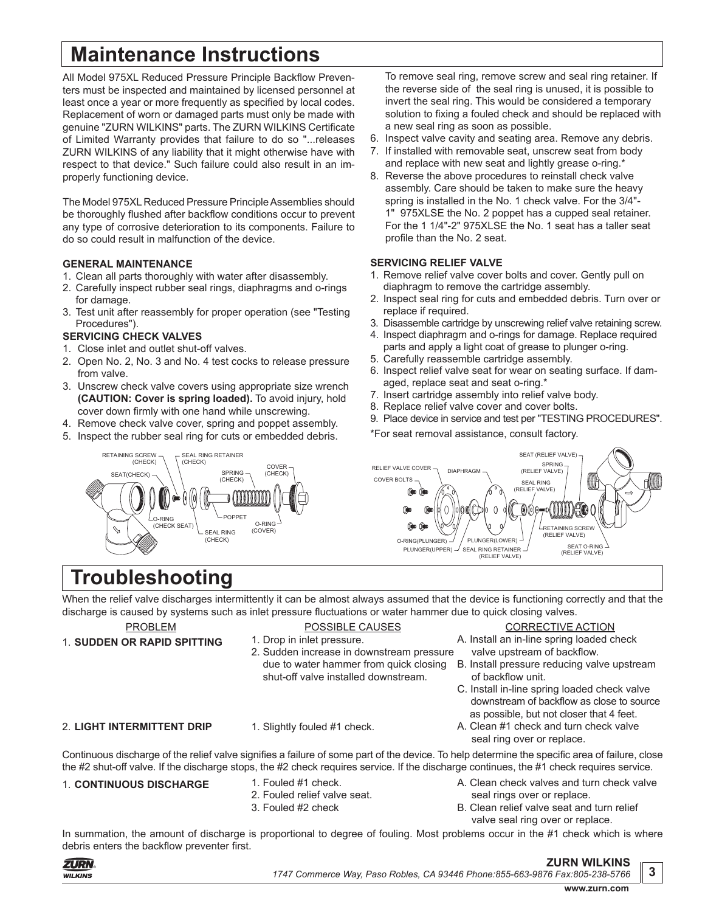# Maintenance Instructions

All Model 975XL Reduced Pressure Principle Backflow Preventers must be inspected and maintained by licensed personnel at least once a year or more frequently as specified by local codes. Replacement of worn or damaged parts must only be made with genuine "ZURN WILKINS" parts. The ZURN WILKINS Certificate of Limited Warranty provides that failure to do so "...releases ZURN WILKINS of any liability that it might otherwise have with respect to that device." Such failure could also result in an improperly functioning device.

The Model 975XL Reduced Pressure Principle Assemblies should be thoroughly flushed after backflow conditions occur to prevent any type of corrosive deterioration to its components. Failure to do so could result in malfunction of the device.

### GENERAL MAINTENANCE

1. Clean all parts thoroughly with water after disassembly.
2. Carefully inspect rubber seal rings, diaphragms and o-rings for damage.
3. Test unit after reassembly for proper operation (see "Testing Procedures").

### SERVICING CHECK VALVES

1. Close inlet and outlet shut-off valves.
2. Open No. 2, No. 3 and No. 4 test cocks to release pressure from valve.
3. Unscrew check valve covers using appropriate size wrench **(CAUTION: Cover is spring loaded).** To avoid injury, hold cover down firmly with one hand while unscrewing.
4. Remove check valve cover, spring and poppet assembly.
5. Inspect the rubber seal ring for cuts or embedded debris. To remove seal ring, remove screw and seal ring retainer. If the reverse side of the seal ring is unused, it is possible to invert the seal ring. This would be considered a temporary solution to fixing a fouled check and should be replaced with a new seal ring as soon as possible.
6. Inspect valve cavity and seating area. Remove any debris.
7. If installed with removable seat, unscrew seat from body and replace with new seat and lightly grease o-ring.*
8. Reverse the above procedures to reinstall check valve assembly. Care should be taken to make sure the heavy spring is installed in the No. 1 check valve. For the 3/4"-1" 975XLSE the No. 2 poppet has a cupped seal retainer. For the 1 1/4"-2" 975XLSE the No. 1 seat has a taller seat profile than the No. 2 seat.

RETAINING SCREW (CHECK), SEAL RING RETAINER (CHECK), SEAT(CHECK), SPRING (CHECK), COVER (CHECK), O-RING (CHECK SEAT), POPPET, O-RING (COVER), SEAL RING (CHECK)

### SERVICING RELIEF VALVE

1. Remove relief valve cover bolts and cover. Gently pull on diaphragm to remove the cartridge assembly.
2. Inspect seal ring for cuts and embedded debris. Turn over or replace if required.
3. Disassemble cartridge by unscrewing relief valve retaining screw.
4. Inspect diaphragm and o-rings for damage. Replace required parts and apply a light coat of grease to plunger o-ring.
5. Carefully reassemble cartridge assembly.
6. Inspect relief valve seat for wear on seating surface. If damaged, replace seat and seat o-ring.*
7. Insert cartridge assembly into relief valve body.
8. Replace relief valve cover and cover bolts.
9. Place device in service and test per "TESTING PROCEDURES".

*For seat removal assistance, consult factory.

RELIEF VALVE COVER, COVER BOLTS, DIAPHRAGM, SEAT (RELIEF VALVE), SPRING (RELIEF VALVE), SEAL RING (RELIEF VALVE), RETAINING SCREW (RELIEF VALVE), SEAT O-RING (RELIEF VALVE), O-RING(PLUNGER), PLUNGER(UPPER), PLUNGER(LOWER), SEAL RING RETAINER (RELIEF VALVE)

# Troubleshooting

When the relief valve discharges intermittently it can be almost always assumed that the device is functioning correctly and that the discharge is caused by systems such as inlet pressure fluctuations or water hammer due to quick closing valves.

| PROBLEM | POSSIBLE CAUSES | CORRECTIVE ACTION |
|---|---|---|
| 1. **SUDDEN OR RAPID SPITTING** | 1. Drop in inlet pressure.<br>2. Sudden increase in downstream pressure due to water hammer from quick closing shut-off valve installed downstream. | A. Install an in-line spring loaded check valve upstream of backflow.<br>B. Install pressure reducing valve upstream of backflow unit.<br>C. Install in-line spring loaded check valve downstream of backflow as close to source as possible, but not closer that 4 feet. |
| 2. **LIGHT INTERMITTENT DRIP** | 1. Slightly fouled #1 check. | A. Clean #1 check and turn check valve seal ring over or replace. |

Continuous discharge of the relief valve signifies a failure of some part of the device. To help determine the specific area of failure, close the #2 shut-off valve. If the discharge stops, the #2 check requires service. If the discharge continues, the #1 check requires service.

| PROBLEM | POSSIBLE CAUSES | CORRECTIVE ACTION |
|---|---|---|
| 1. **CONTINUOUS DISCHARGE** | 1. Fouled #1 check.<br>2. Fouled relief valve seat.<br>3. Fouled #2 check | A. Clean check valves and turn check valve seal rings over or replace.<br>B. Clean relief valve seat and turn relief valve seal ring over or replace. |

In summation, the amount of discharge is proportional to degree of fouling. Most problems occur in the #1 check which is where debris enters the backflow preventer first.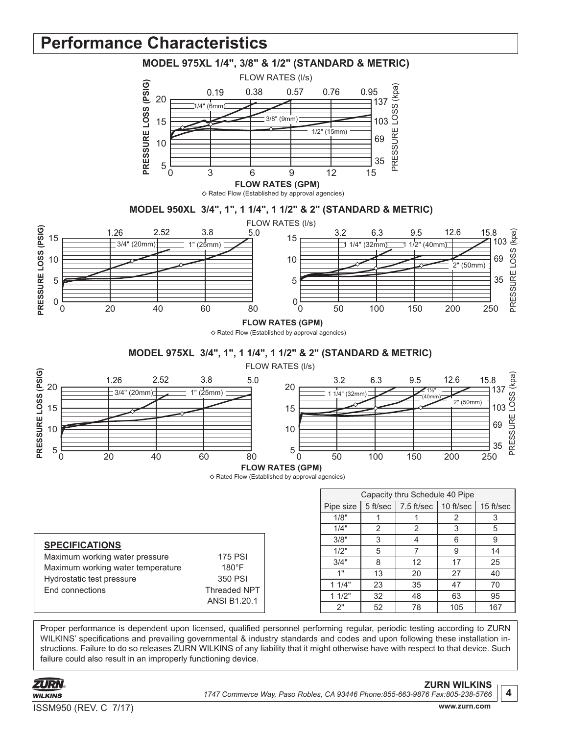## Performance Characteristics

### MODEL 975XL 1/4", 3/8" & 1/2" (STANDARD & METRIC)

FLOW RATES (l/s)

0.19 0.38 0.57 0.76 0.95

PRESSURE LOSS (PSIG)

20 15 10 5

PRESSURE LOSS (kpa)

137 103 69 35

1/4" (6mm)

3/8" (9mm)

1/2" (15mm)

0 3 6 9 12 15

FLOW RATES (GPM)

◇ Rated Flow (Established by approval agencies)

### MODEL 950XL 3/4", 1", 1 1/4", 1 1/2" & 2" (STANDARD & METRIC)

FLOW RATES (l/s)

1.26 2.52 3.8 5.0

3.2 6.3 9.5 12.6 15.8

PRESSURE LOSS (PSIG)

15 10 5 0

PRESSURE LOSS (kpa)

103 69 35

3/4" (20mm)

1" (25mm)

1 1/4" (32mm)

1 1/2" (40mm)

2" (50mm)

0 20 40 60 80

0 50 100 150 200 250

FLOW RATES (GPM)

◇ Rated Flow (Established by approval agencies)

### MODEL 975XL 3/4", 1", 1 1/4", 1 1/2" & 2" (STANDARD & METRIC)

FLOW RATES (l/s)

1.26 2.52 3.8 5.0

3.2 6.3 9.5 12.6 15.8

PRESSURE LOSS (PSIG)

20 15 10 5

PRESSURE LOSS (kpa)

137 103 69 35

3/4" (20mm)

1" (25mm)

1 1/4" (32mm)

1½" (40mm)

2" (50mm)

0 20 40 60 80

0 50 100 150 200 250

FLOW RATES (GPM)

◇ Rated Flow (Established by approval agencies)

| Capacity thru Schedule 40 Pipe | | | | |
|---|---|---|---|---|
| Pipe size | 5 ft/sec | 7.5 ft/sec | 10 ft/sec | 15 ft/sec |
| 1/8" | 1 | 1 | 2 | 3 |
| 1/4" | 2 | 2 | 3 | 5 |
| 3/8" | 3 | 4 | 6 | 9 |
| 1/2" | 5 | 7 | 9 | 14 |
| 3/4" | 8 | 12 | 17 | 25 |
| 1" | 13 | 20 | 27 | 40 |
| 1 1/4" | 23 | 35 | 47 | 70 |
| 1 1/2" | 32 | 48 | 63 | 95 |
| 2" | 52 | 78 | 105 | 167 |

**SPECIFICATIONS**

| | |
|---|---|
| Maximum working water pressure | 175 PSI |
| Maximum working water temperature | 180°F |
| Hydrostatic test pressure | 350 PSI |
| End connections | Threaded NPT ANSI B1.20.1 |

Proper performance is dependent upon licensed, qualified personnel performing regular, periodic testing according to ZURN WILKINS' specifications and prevailing governmental & industry standards and codes and upon following these installation instructions. Failure to do so releases ZURN WILKINS of any liability that it might otherwise have with respect to that device. Such failure could also result in an improperly functioning device.

**ZURN WILKINS**

*1747 Commerce Way, Paso Robles, CA 93446 Phone:855-663-9876 Fax:805-238-5766*

**www.zurn.com**

ISSM950 (REV. C 7/17)